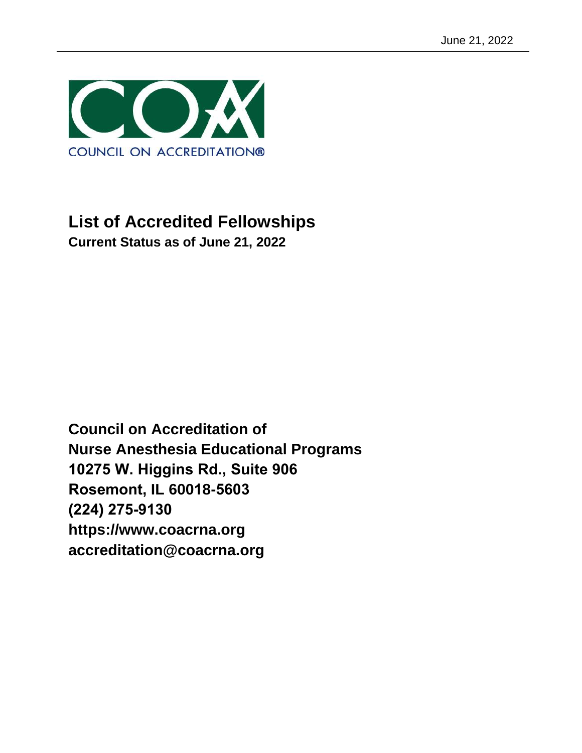COUNCIL ON ACCREDITATION®

# List of Accredited Fellowships

**Current Status as of June 21, 2022**

**Council on Accreditation of**
**Nurse Anesthesia Educational Programs**
**10275 W. Higgins Rd., Suite 906**
**Rosemont, IL 60018-5603**
**(224) 275-9130**
**https://www.coacrna.org**
**accreditation@coacrna.org**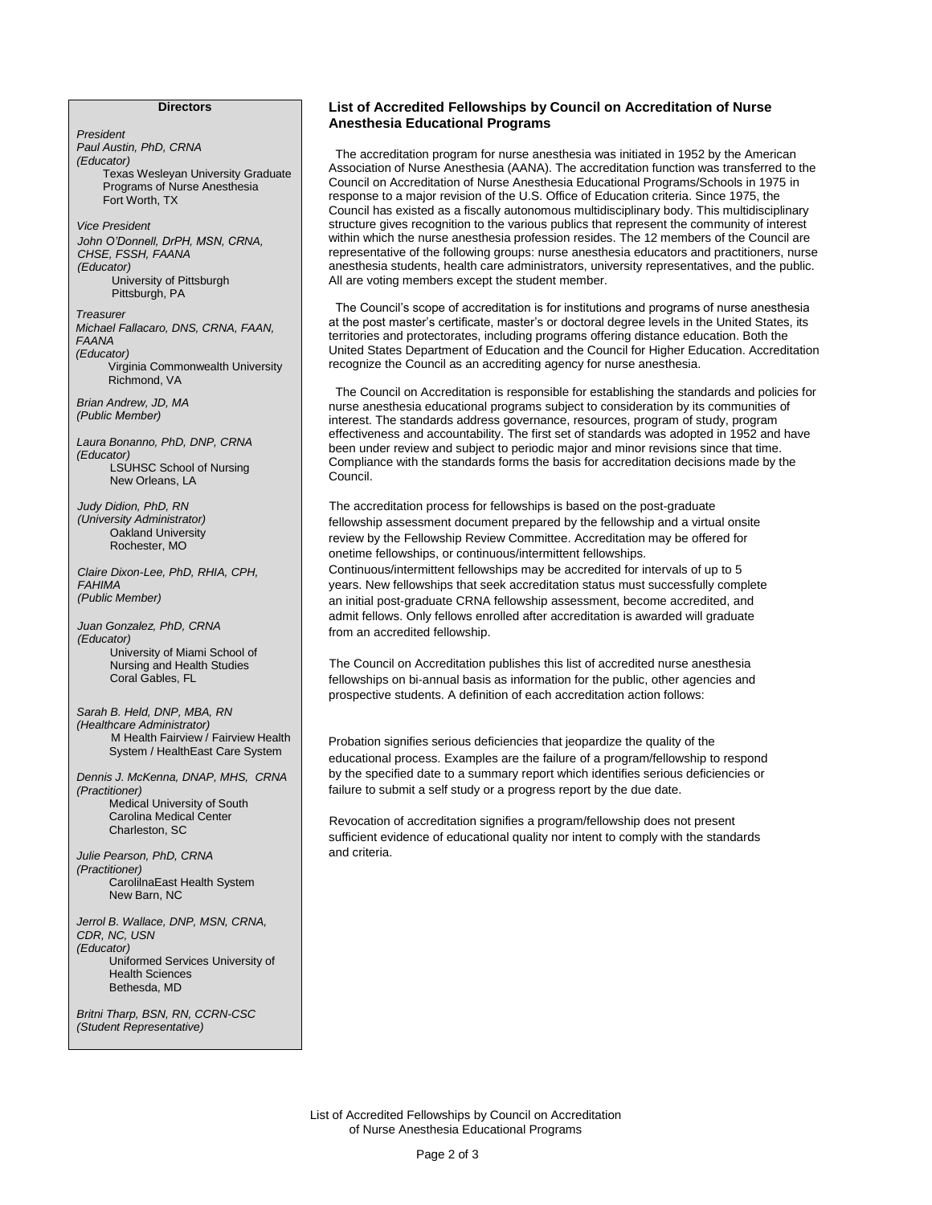**Directors**

*President*
*Paul Austin, PhD, CRNA*
*(Educator)*
Texas Wesleyan University Graduate Programs of Nurse Anesthesia
Fort Worth, TX

*Vice President*
*John O'Donnell, DrPH, MSN, CRNA, CHSE, FSSH, FAANA*
*(Educator)*
University of Pittsburgh
Pittsburgh, PA

*Treasurer*
*Michael Fallacaro, DNS, CRNA, FAAN, FAANA*
*(Educator)*
Virginia Commonwealth University
Richmond, VA

*Brian Andrew, JD, MA*
*(Public Member)*

*Laura Bonanno, PhD, DNP, CRNA*
*(Educator)*
LSUHSC School of Nursing
New Orleans, LA

*Judy Didion, PhD, RN*
*(University Administrator)*
Oakland University
Rochester, MO

*Claire Dixon-Lee, PhD, RHIA, CPH, FAHIMA*
*(Public Member)*

*Juan Gonzalez, PhD, CRNA*
*(Educator)*
University of Miami School of Nursing and Health Studies
Coral Gables, FL

*Sarah B. Held, DNP, MBA, RN*
*(Healthcare Administrator)*
M Health Fairview / Fairview Health System / HealthEast Care System

*Dennis J. McKenna, DNAP, MHS, CRNA*
*(Practitioner)*
Medical University of South Carolina Medical Center
Charleston, SC

*Julie Pearson, PhD, CRNA*
*(Practitioner)*
CarolilnaEast Health System
New Barn, NC

*Jerrol B. Wallace, DNP, MSN, CRNA, CDR, NC, USN*
*(Educator)*
Uniformed Services University of Health Sciences
Bethesda, MD

*Britni Tharp, BSN, RN, CCRN-CSC*
*(Student Representative)*

## List of Accredited Fellowships by Council on Accreditation of Nurse Anesthesia Educational Programs

The accreditation program for nurse anesthesia was initiated in 1952 by the American Association of Nurse Anesthesia (AANA). The accreditation function was transferred to the Council on Accreditation of Nurse Anesthesia Educational Programs/Schools in 1975 in response to a major revision of the U.S. Office of Education criteria. Since 1975, the Council has existed as a fiscally autonomous multidisciplinary body. This multidisciplinary structure gives recognition to the various publics that represent the community of interest within which the nurse anesthesia profession resides. The 12 members of the Council are representative of the following groups: nurse anesthesia educators and practitioners, nurse anesthesia students, health care administrators, university representatives, and the public. All are voting members except the student member.

The Council's scope of accreditation is for institutions and programs of nurse anesthesia at the post master's certificate, master's or doctoral degree levels in the United States, its territories and protectorates, including programs offering distance education. Both the United States Department of Education and the Council for Higher Education. Accreditation recognize the Council as an accrediting agency for nurse anesthesia.

The Council on Accreditation is responsible for establishing the standards and policies for nurse anesthesia educational programs subject to consideration by its communities of interest. The standards address governance, resources, program of study, program effectiveness and accountability. The first set of standards was adopted in 1952 and have been under review and subject to periodic major and minor revisions since that time. Compliance with the standards forms the basis for accreditation decisions made by the Council.

The accreditation process for fellowships is based on the post-graduate fellowship assessment document prepared by the fellowship and a virtual onsite review by the Fellowship Review Committee. Accreditation may be offered for onetime fellowships, or continuous/intermittent fellowships. Continuous/intermittent fellowships may be accredited for intervals of up to 5 years. New fellowships that seek accreditation status must successfully complete an initial post-graduate CRNA fellowship assessment, become accredited, and admit fellows. Only fellows enrolled after accreditation is awarded will graduate from an accredited fellowship.

The Council on Accreditation publishes this list of accredited nurse anesthesia fellowships on bi-annual basis as information for the public, other agencies and prospective students. A definition of each accreditation action follows:

Probation signifies serious deficiencies that jeopardize the quality of the educational process. Examples are the failure of a program/fellowship to respond by the specified date to a summary report which identifies serious deficiencies or failure to submit a self study or a progress report by the due date.

Revocation of accreditation signifies a program/fellowship does not present sufficient evidence of educational quality nor intent to comply with the standards and criteria.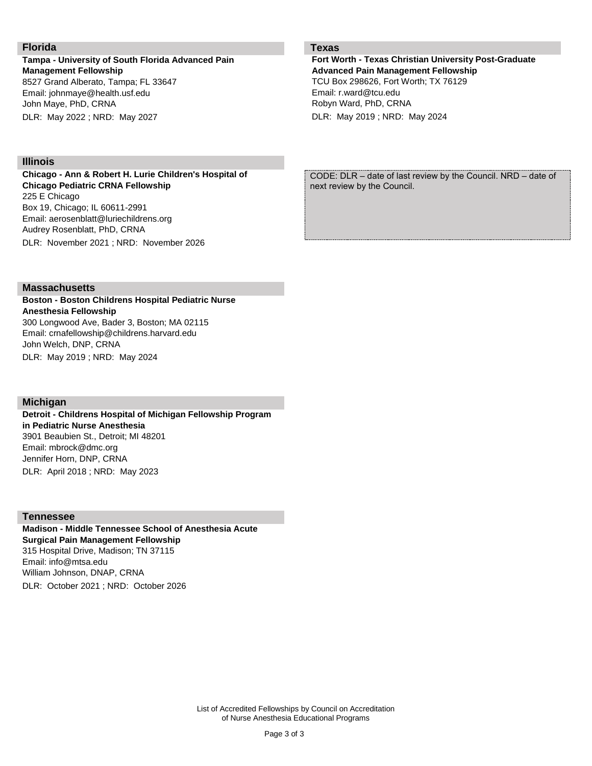## Florida

**Tampa - University of South Florida Advanced Pain Management Fellowship**
8527 Grand Alberato, Tampa; FL 33647
Email: johnmaye@health.usf.edu
John Maye, PhD, CRNA
DLR: May 2022 ; NRD: May 2027

## Illinois

**Chicago - Ann & Robert H. Lurie Children's Hospital of Chicago Pediatric CRNA Fellowship**
225 E Chicago
Box 19, Chicago; IL 60611-2991
Email: aerosenblatt@luriechildrens.org
Audrey Rosenblatt, PhD, CRNA
DLR: November 2021 ; NRD: November 2026

## Massachusetts

**Boston - Boston Childrens Hospital Pediatric Nurse Anesthesia Fellowship**
300 Longwood Ave, Bader 3, Boston; MA 02115
Email: crnafellowship@childrens.harvard.edu
John Welch, DNP, CRNA
DLR: May 2019 ; NRD: May 2024

## Michigan

**Detroit - Childrens Hospital of Michigan Fellowship Program in Pediatric Nurse Anesthesia**
3901 Beaubien St., Detroit; MI 48201
Email: mbrock@dmc.org
Jennifer Horn, DNP, CRNA
DLR: April 2018 ; NRD: May 2023

## Tennessee

**Madison - Middle Tennessee School of Anesthesia Acute Surgical Pain Management Fellowship**
315 Hospital Drive, Madison; TN 37115
Email: info@mtsa.edu
William Johnson, DNAP, CRNA
DLR: October 2021 ; NRD: October 2026

## Texas

**Fort Worth - Texas Christian University Post-Graduate Advanced Pain Management Fellowship**
TCU Box 298626, Fort Worth; TX 76129
Email: r.ward@tcu.edu
Robyn Ward, PhD, CRNA
DLR: May 2019 ; NRD: May 2024

CODE: DLR – date of last review by the Council. NRD – date of next review by the Council.